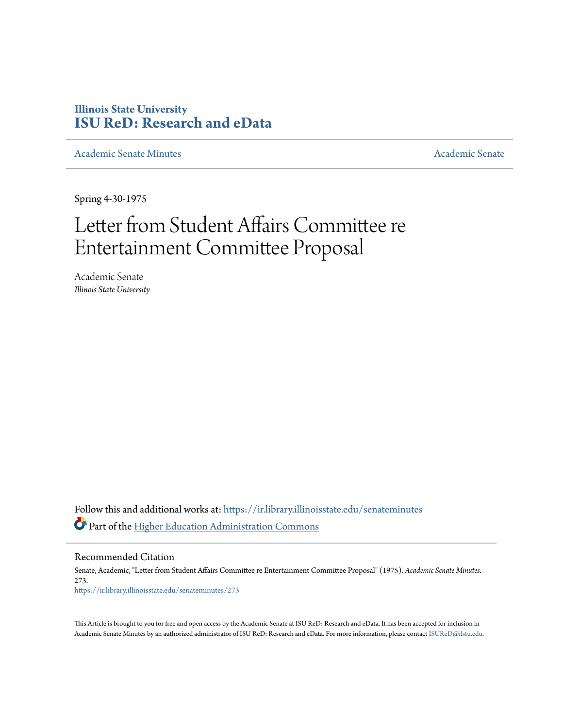Illinois State University
# ISU ReD: Research and eData

Academic Senate Minutes | Academic Senate

Spring 4-30-1975

# Letter from Student Affairs Committee re Entertainment Committee Proposal

Academic Senate
*Illinois State University*

Follow this and additional works at: https://ir.library.illinoisstate.edu/senateminutes

Part of the Higher Education Administration Commons

## Recommended Citation

Senate, Academic, "Letter from Student Affairs Committee re Entertainment Committee Proposal" (1975). *Academic Senate Minutes*. 273.
https://ir.library.illinoisstate.edu/senateminutes/273

This Article is brought to you for free and open access by the Academic Senate at ISU ReD: Research and eData. It has been accepted for inclusion in Academic Senate Minutes by an authorized administrator of ISU ReD: Research and eData. For more information, please contact ISUReD@ilstu.edu.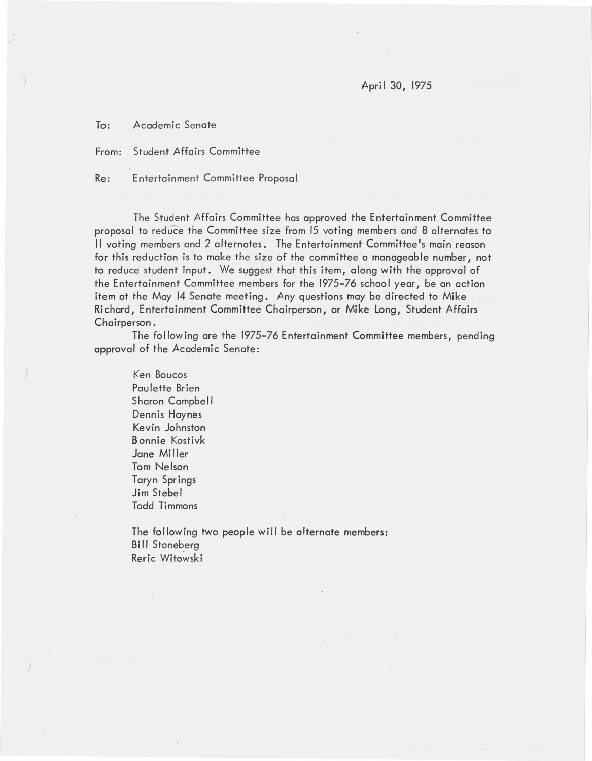April 30, 1975

To: Academic Senate

From: Student Affairs Committee

Re: Entertainment Committee Proposal

The Student Affairs Committee has approved the Entertainment Committee proposal to reduce the Committee size from 15 voting members and 8 alternates to 11 voting members and 2 alternates. The Entertainment Committee's main reason for this reduction is to make the size of the committee a manageable number, not to reduce student input. We suggest that this item, along with the approval of the Entertainment Committee members for the 1975-76 school year, be an action item at the May 14 Senate meeting. Any questions may be directed to Mike Richard, Entertainment Committee Chairperson, or Mike Long, Student Affairs Chairperson.

The following are the 1975-76 Entertainment Committee members, pending approval of the Academic Senate:

Ken Boucos
Paulette Brien
Sharon Campbell
Dennis Haynes
Kevin Johnston
Bonnie Kostivk
Jane Miller
Tom Nelson
Taryn Springs
Jim Stebel
Todd Timmons

The following two people will be alternate members:
Bill Stoneberg
Reric Witowski